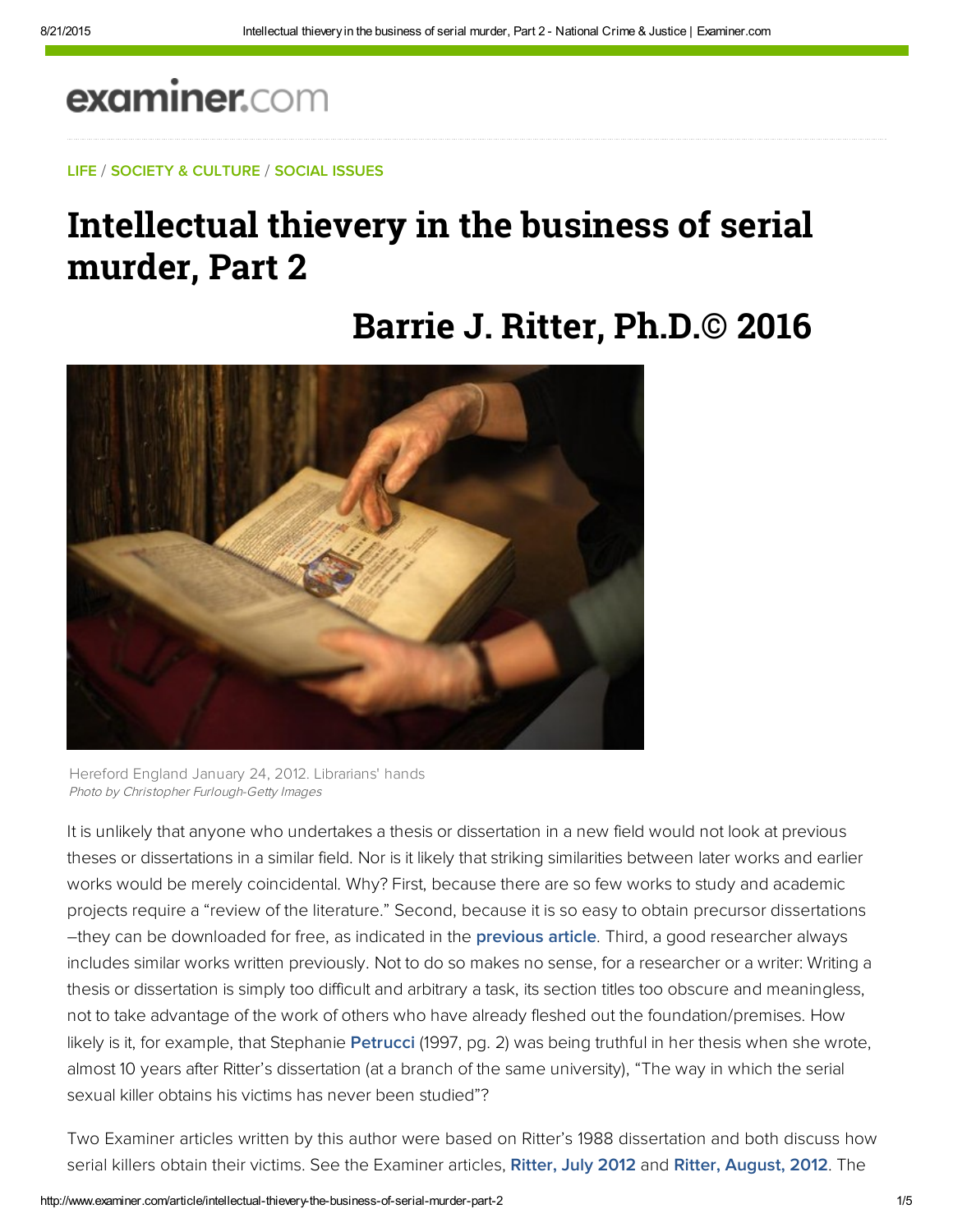examiner.com

LIFE / SOCIETY & CULTURE / SOCIAL ISSUES

# Intellectual thievery in the business of serial murder, Part 2

## Barrie J. Ritter, Ph.D.© 2016

Hereford England January 24, 2012. Librarians' hands
*Photo by Christopher Furlough-Getty Images*

It is unlikely that anyone who undertakes a thesis or dissertation in a new field would not look at previous theses or dissertations in a similar field. Nor is it likely that striking similarities between later works and earlier works would be merely coincidental. Why? First, because there are so few works to study and academic projects require a "review of the literature." Second, because it is so easy to obtain precursor dissertations –they can be downloaded for free, as indicated in the **previous article**. Third, a good researcher always includes similar works written previously. Not to do so makes no sense, for a researcher or a writer: Writing a thesis or dissertation is simply too difficult and arbitrary a task, its section titles too obscure and meaningless, not to take advantage of the work of others who have already fleshed out the foundation/premises. How likely is it, for example, that Stephanie **Petrucci** (1997, pg. 2) was being truthful in her thesis when she wrote, almost 10 years after Ritter's dissertation (at a branch of the same university), "The way in which the serial sexual killer obtains his victims has never been studied"?

Two Examiner articles written by this author were based on Ritter's 1988 dissertation and both discuss how serial killers obtain their victims. See the Examiner articles, **Ritter, July 2012** and **Ritter, August, 2012**. The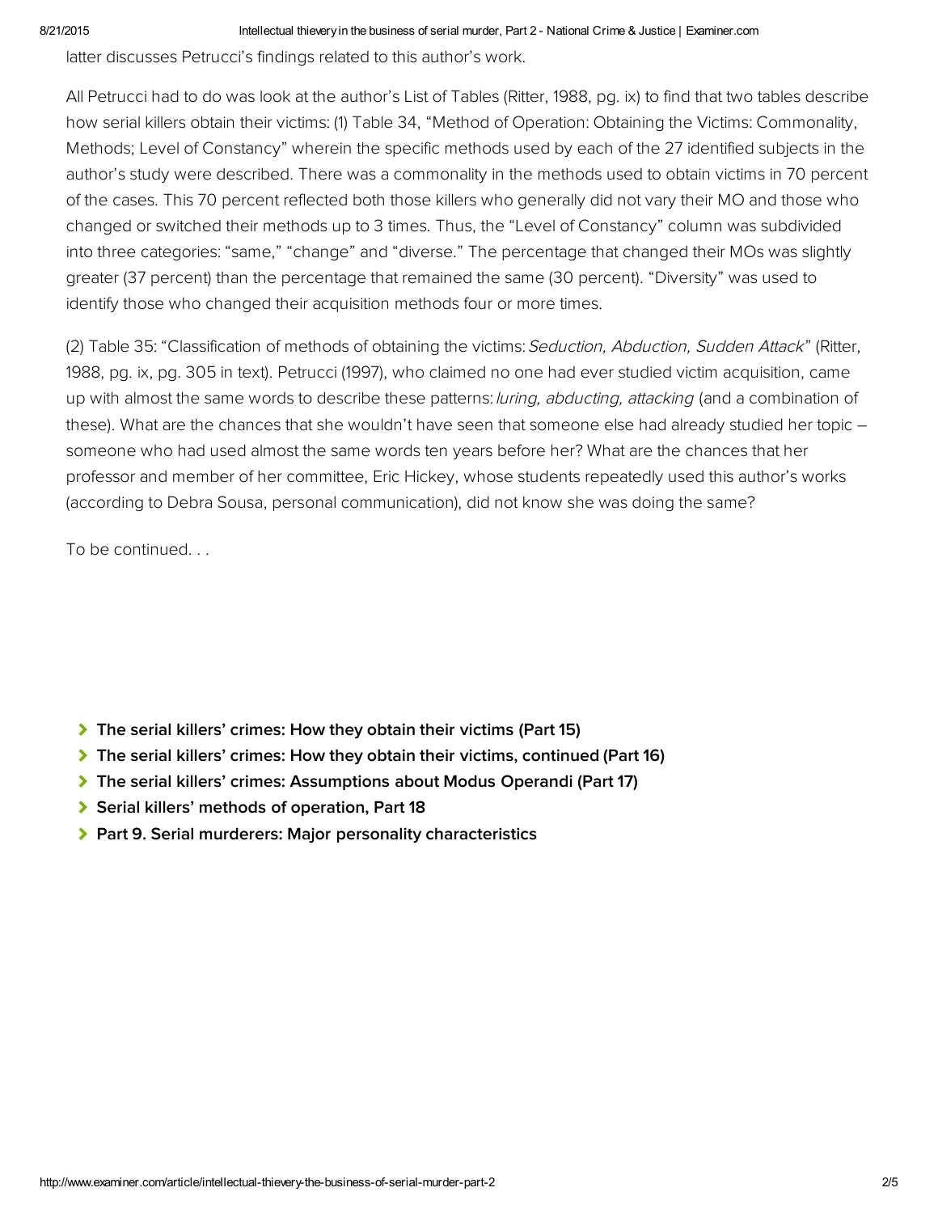latter discusses Petrucci's findings related to this author's work.

All Petrucci had to do was look at the author's List of Tables (Ritter, 1988, pg. ix) to find that two tables describe how serial killers obtain their victims: (1) Table 34, "Method of Operation: Obtaining the Victims: Commonality, Methods; Level of Constancy" wherein the specific methods used by each of the 27 identified subjects in the author's study were described. There was a commonality in the methods used to obtain victims in 70 percent of the cases. This 70 percent reflected both those killers who generally did not vary their MO and those who changed or switched their methods up to 3 times. Thus, the "Level of Constancy" column was subdivided into three categories: "same," "change" and "diverse." The percentage that changed their MOs was slightly greater (37 percent) than the percentage that remained the same (30 percent). "Diversity" was used to identify those who changed their acquisition methods four or more times.

(2) Table 35: "Classification of methods of obtaining the victims: *Seduction, Abduction, Sudden Attack*" (Ritter, 1988, pg. ix, pg. 305 in text). Petrucci (1997), who claimed no one had ever studied victim acquisition, came up with almost the same words to describe these patterns: *luring, abducting, attacking* (and a combination of these). What are the chances that she wouldn't have seen that someone else had already studied her topic – someone who had used almost the same words ten years before her? What are the chances that her professor and member of her committee, Eric Hickey, whose students repeatedly used this author's works (according to Debra Sousa, personal communication), did not know she was doing the same?

To be continued. . .

- **The serial killers' crimes: How they obtain their victims (Part 15)**
- **The serial killers' crimes: How they obtain their victims, continued (Part 16)**
- **The serial killers' crimes: Assumptions about Modus Operandi (Part 17)**
- **Serial killers' methods of operation, Part 18**
- **Part 9. Serial murderers: Major personality characteristics**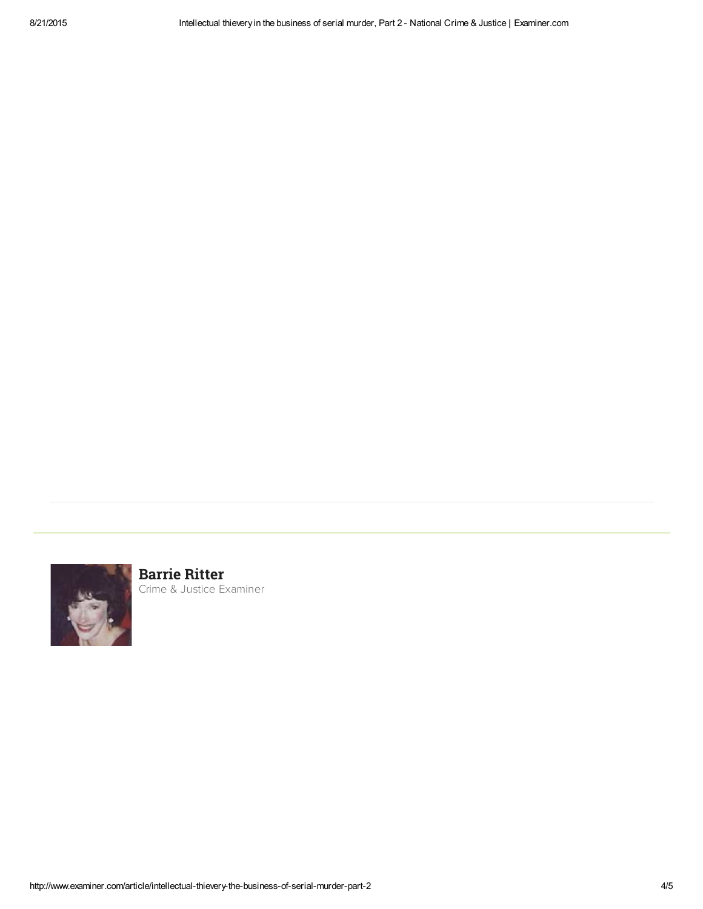**Barrie Ritter**
Crime & Justice Examiner